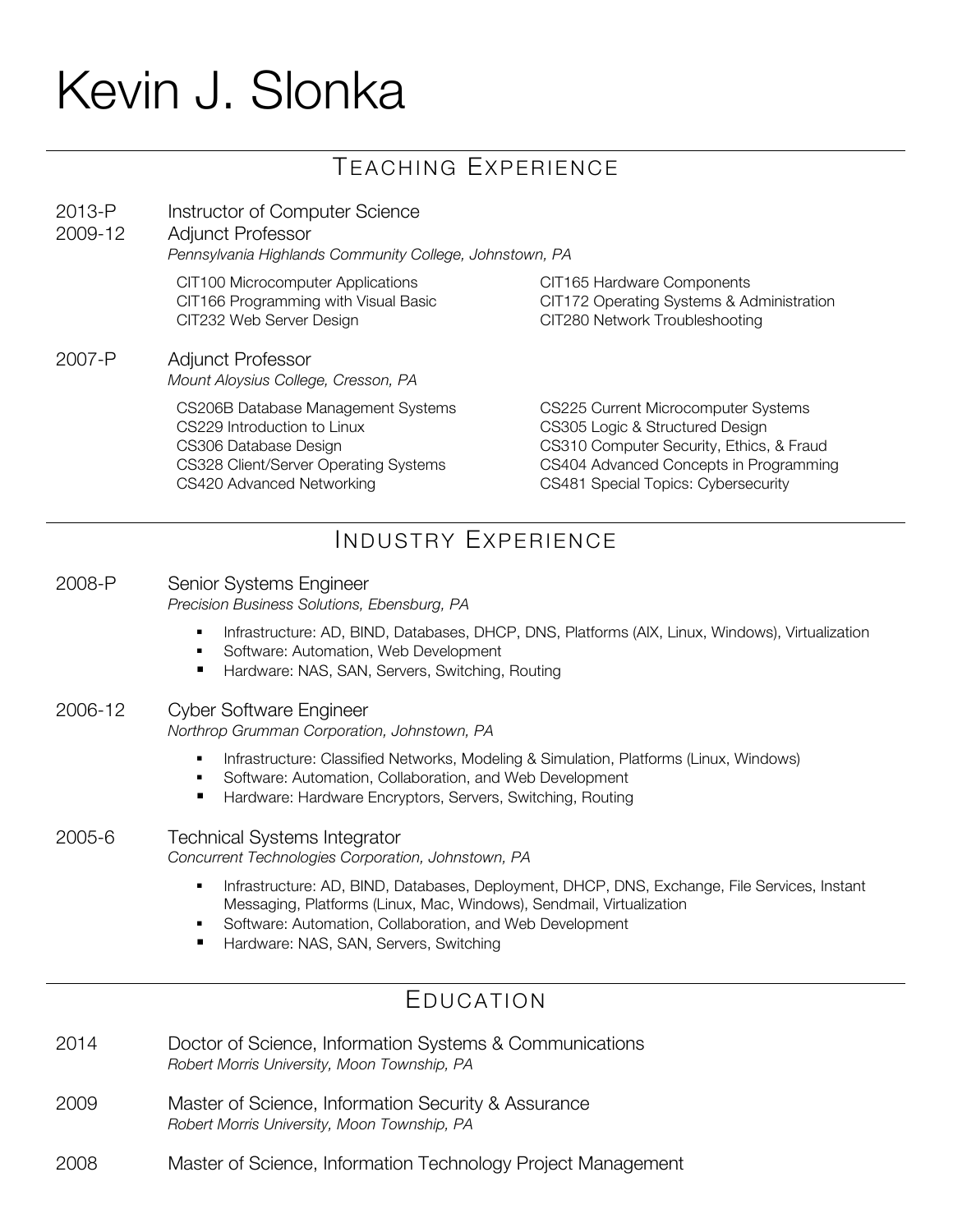# Kevin J. Slonka

## Teaching Experience

**2013-P** Instructor of Computer Science
**2009-12** Adjunct Professor
*Pennsylvania Highlands Community College, Johnstown, PA*

- CIT100 Microcomputer Applications
- CIT166 Programming with Visual Basic
- CIT232 Web Server Design
- CIT165 Hardware Components
- CIT172 Operating Systems & Administration
- CIT280 Network Troubleshooting

**2007-P** Adjunct Professor
*Mount Aloysius College, Cresson, PA*

- CS206B Database Management Systems
- CS229 Introduction to Linux
- CS306 Database Design
- CS328 Client/Server Operating Systems
- CS420 Advanced Networking
- CS225 Current Microcomputer Systems
- CS305 Logic & Structured Design
- CS310 Computer Security, Ethics, & Fraud
- CS404 Advanced Concepts in Programming
- CS481 Special Topics: Cybersecurity

## Industry Experience

**2008-P** Senior Systems Engineer
*Precision Business Solutions, Ebensburg, PA*

- Infrastructure: AD, BIND, Databases, DHCP, DNS, Platforms (AIX, Linux, Windows), Virtualization
- Software: Automation, Web Development
- Hardware: NAS, SAN, Servers, Switching, Routing

**2006-12** Cyber Software Engineer
*Northrop Grumman Corporation, Johnstown, PA*

- Infrastructure: Classified Networks, Modeling & Simulation, Platforms (Linux, Windows)
- Software: Automation, Collaboration, and Web Development
- Hardware: Hardware Encryptors, Servers, Switching, Routing

**2005-6** Technical Systems Integrator
*Concurrent Technologies Corporation, Johnstown, PA*

- Infrastructure: AD, BIND, Databases, Deployment, DHCP, DNS, Exchange, File Services, Instant Messaging, Platforms (Linux, Mac, Windows), Sendmail, Virtualization
- Software: Automation, Collaboration, and Web Development
- Hardware: NAS, SAN, Servers, Switching

## Education

**2014** Doctor of Science, Information Systems & Communications
*Robert Morris University, Moon Township, PA*

**2009** Master of Science, Information Security & Assurance
*Robert Morris University, Moon Township, PA*

**2008** Master of Science, Information Technology Project Management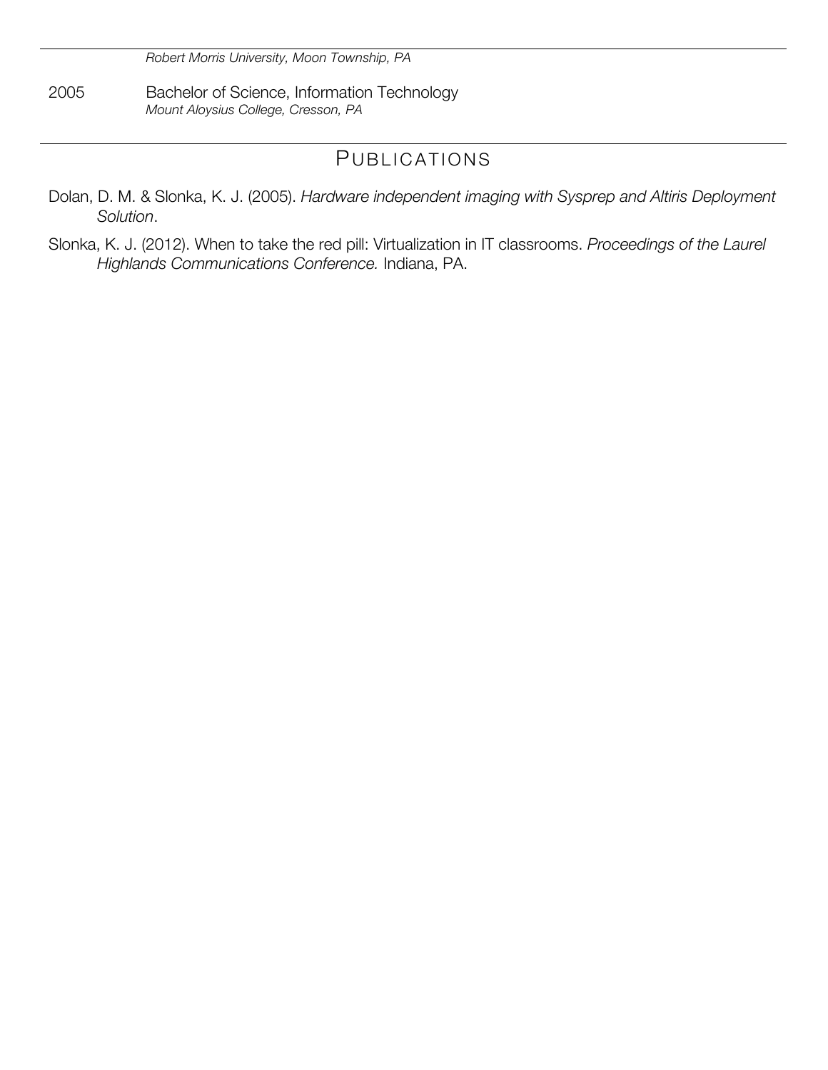*Robert Morris University, Moon Township, PA*

2005 Bachelor of Science, Information Technology
*Mount Aloysius College, Cresson, PA*

## PUBLICATIONS

Dolan, D. M. & Slonka, K. J. (2005). *Hardware independent imaging with Sysprep and Altiris Deployment Solution*.

Slonka, K. J. (2012). When to take the red pill: Virtualization in IT classrooms. *Proceedings of the Laurel Highlands Communications Conference.* Indiana, PA.